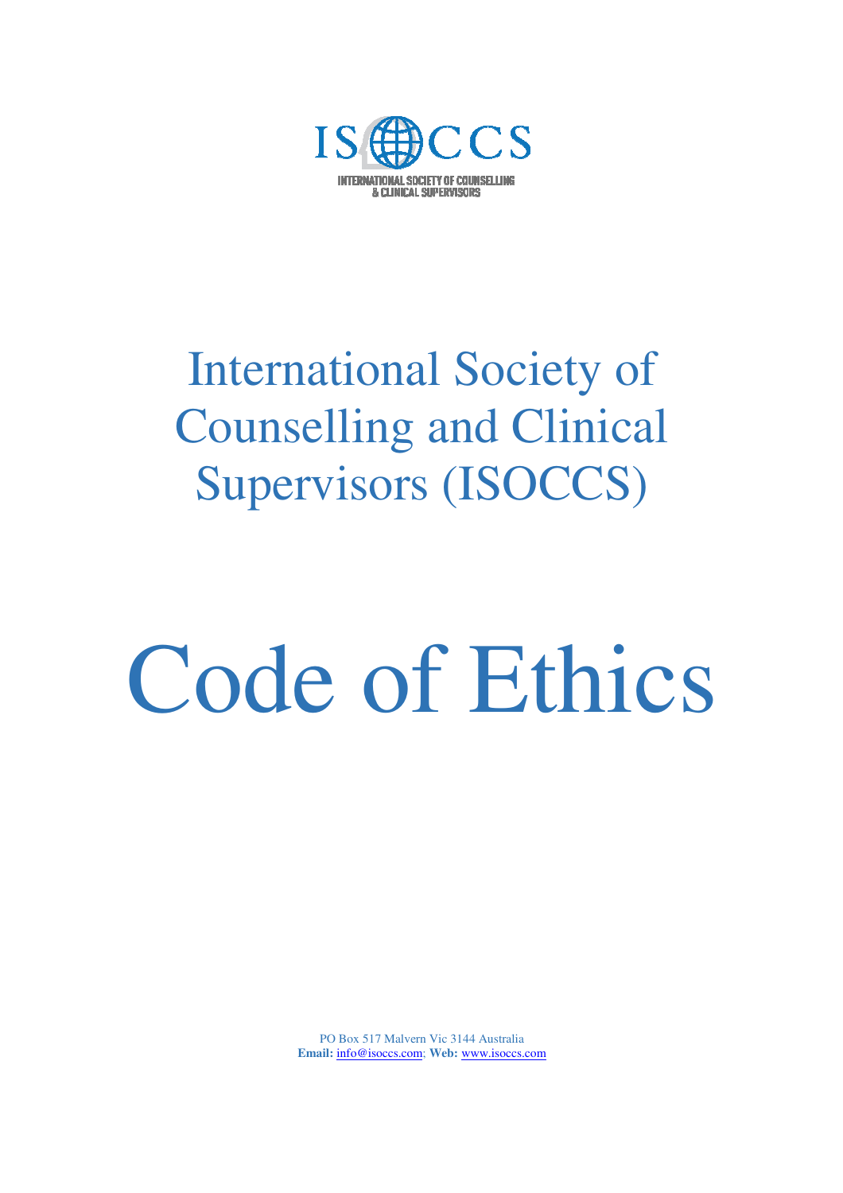ISOCCS

INTERNATIONAL SOCIETY OF COUNSELLING & CLINICAL SUPERVISORS

# International Society of Counselling and Clinical Supervisors (ISOCCS)

# Code of Ethics

PO Box 517 Malvern Vic 3144 Australia
**Email:** info@isoccs.com; **Web:** www.isoccs.com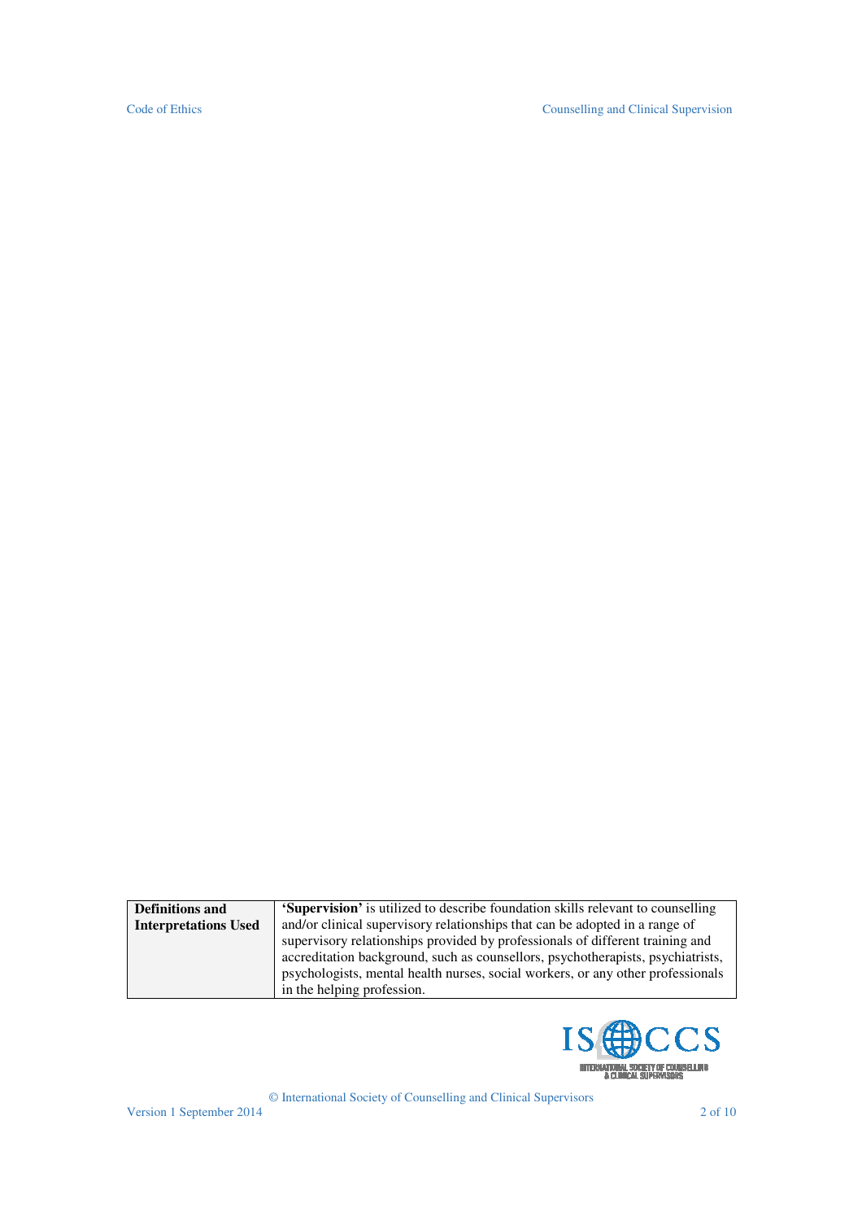| Definitions and Interpretations Used | **'Supervision'** is utilized to describe foundation skills relevant to counselling and/or clinical supervisory relationships that can be adopted in a range of supervisory relationships provided by professionals of different training and accreditation background, such as counsellors, psychotherapists, psychiatrists, psychologists, mental health nurses, social workers, or any other professionals in the helping profession. |
|---|---|

© International Society of Counselling and Clinical Supervisors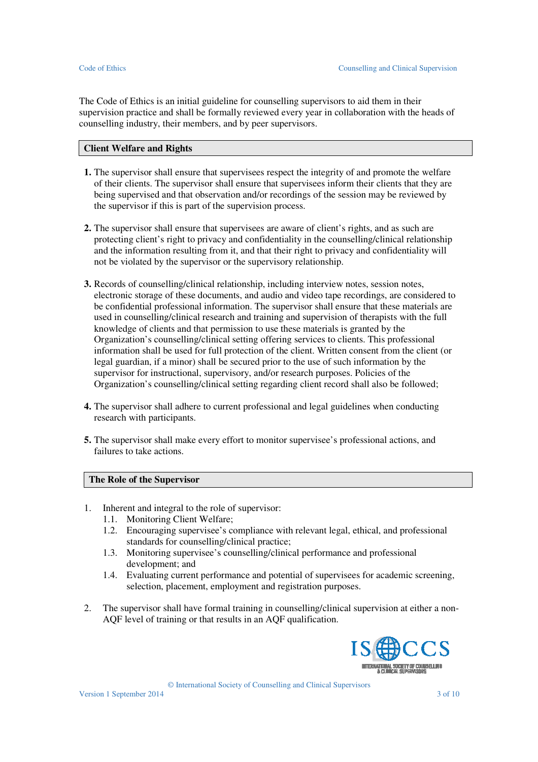The Code of Ethics is an initial guideline for counselling supervisors to aid them in their supervision practice and shall be formally reviewed every year in collaboration with the heads of counselling industry, their members, and by peer supervisors.

## Client Welfare and Rights

1. The supervisor shall ensure that supervisees respect the integrity of and promote the welfare of their clients. The supervisor shall ensure that supervisees inform their clients that they are being supervised and that observation and/or recordings of the session may be reviewed by the supervisor if this is part of the supervision process.

2. The supervisor shall ensure that supervisees are aware of client's rights, and as such are protecting client's right to privacy and confidentiality in the counselling/clinical relationship and the information resulting from it, and that their right to privacy and confidentiality will not be violated by the supervisor or the supervisory relationship.

3. Records of counselling/clinical relationship, including interview notes, session notes, electronic storage of these documents, and audio and video tape recordings, are considered to be confidential professional information. The supervisor shall ensure that these materials are used in counselling/clinical research and training and supervision of therapists with the full knowledge of clients and that permission to use these materials is granted by the Organization's counselling/clinical setting offering services to clients. This professional information shall be used for full protection of the client. Written consent from the client (or legal guardian, if a minor) shall be secured prior to the use of such information by the supervisor for instructional, supervisory, and/or research purposes. Policies of the Organization's counselling/clinical setting regarding client record shall also be followed;

4. The supervisor shall adhere to current professional and legal guidelines when conducting research with participants.

5. The supervisor shall make every effort to monitor supervisee's professional actions, and failures to take actions.

## The Role of the Supervisor

1. Inherent and integral to the role of supervisor:
   - 1.1. Monitoring Client Welfare;
   - 1.2. Encouraging supervisee's compliance with relevant legal, ethical, and professional standards for counselling/clinical practice;
   - 1.3. Monitoring supervisee's counselling/clinical performance and professional development; and
   - 1.4. Evaluating current performance and potential of supervisees for academic screening, selection, placement, employment and registration purposes.

2. The supervisor shall have formal training in counselling/clinical supervision at either a non-AQF level of training or that results in an AQF qualification.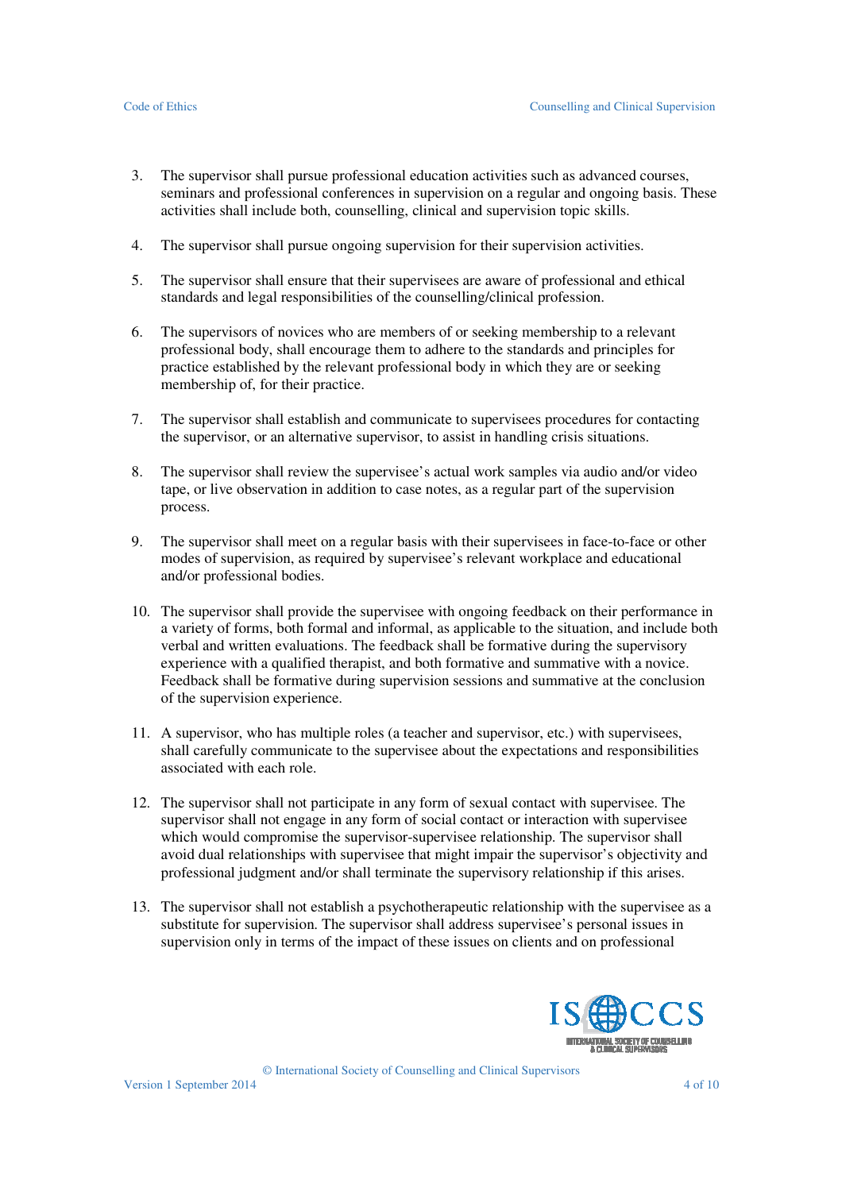3. The supervisor shall pursue professional education activities such as advanced courses, seminars and professional conferences in supervision on a regular and ongoing basis. These activities shall include both, counselling, clinical and supervision topic skills.

4. The supervisor shall pursue ongoing supervision for their supervision activities.

5. The supervisor shall ensure that their supervisees are aware of professional and ethical standards and legal responsibilities of the counselling/clinical profession.

6. The supervisors of novices who are members of or seeking membership to a relevant professional body, shall encourage them to adhere to the standards and principles for practice established by the relevant professional body in which they are or seeking membership of, for their practice.

7. The supervisor shall establish and communicate to supervisees procedures for contacting the supervisor, or an alternative supervisor, to assist in handling crisis situations.

8. The supervisor shall review the supervisee's actual work samples via audio and/or video tape, or live observation in addition to case notes, as a regular part of the supervision process.

9. The supervisor shall meet on a regular basis with their supervisees in face-to-face or other modes of supervision, as required by supervisee's relevant workplace and educational and/or professional bodies.

10. The supervisor shall provide the supervisee with ongoing feedback on their performance in a variety of forms, both formal and informal, as applicable to the situation, and include both verbal and written evaluations. The feedback shall be formative during the supervisory experience with a qualified therapist, and both formative and summative with a novice. Feedback shall be formative during supervision sessions and summative at the conclusion of the supervision experience.

11. A supervisor, who has multiple roles (a teacher and supervisor, etc.) with supervisees, shall carefully communicate to the supervisee about the expectations and responsibilities associated with each role.

12. The supervisor shall not participate in any form of sexual contact with supervisee. The supervisor shall not engage in any form of social contact or interaction with supervisee which would compromise the supervisor-supervisee relationship. The supervisor shall avoid dual relationships with supervisee that might impair the supervisor's objectivity and professional judgment and/or shall terminate the supervisory relationship if this arises.

13. The supervisor shall not establish a psychotherapeutic relationship with the supervisee as a substitute for supervision. The supervisor shall address supervisee's personal issues in supervision only in terms of the impact of these issues on clients and on professional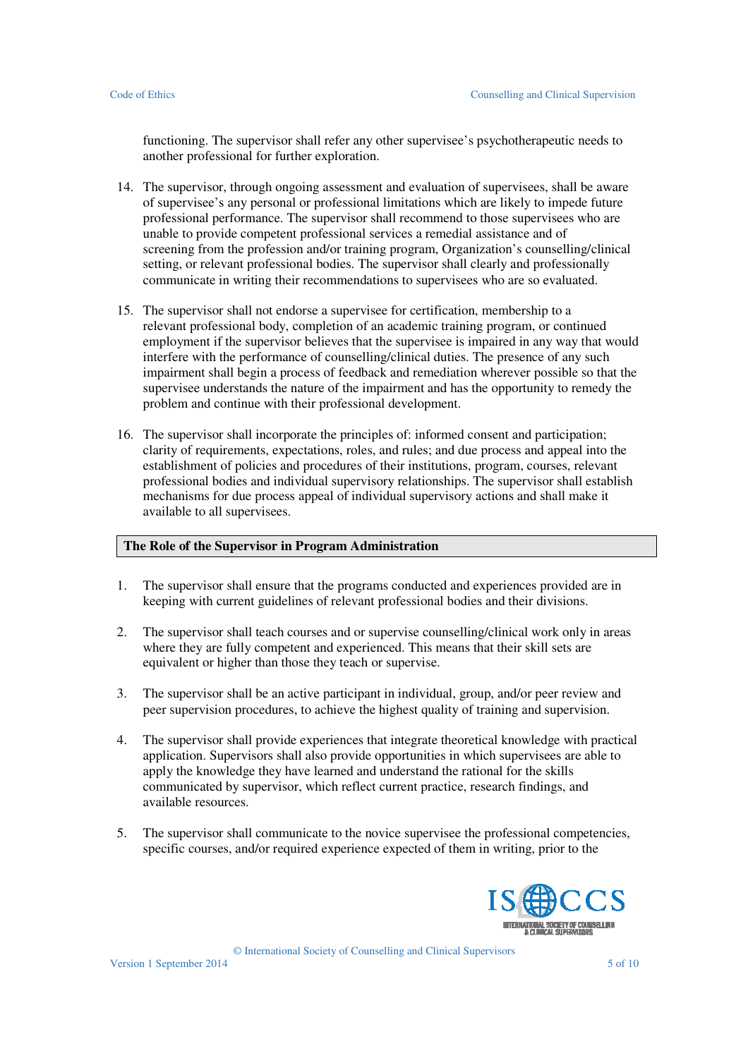functioning. The supervisor shall refer any other supervisee's psychotherapeutic needs to another professional for further exploration.

14. The supervisor, through ongoing assessment and evaluation of supervisees, shall be aware of supervisee's any personal or professional limitations which are likely to impede future professional performance. The supervisor shall recommend to those supervisees who are unable to provide competent professional services a remedial assistance and of screening from the profession and/or training program, Organization's counselling/clinical setting, or relevant professional bodies. The supervisor shall clearly and professionally communicate in writing their recommendations to supervisees who are so evaluated.

15. The supervisor shall not endorse a supervisee for certification, membership to a relevant professional body, completion of an academic training program, or continued employment if the supervisor believes that the supervisee is impaired in any way that would interfere with the performance of counselling/clinical duties. The presence of any such impairment shall begin a process of feedback and remediation wherever possible so that the supervisee understands the nature of the impairment and has the opportunity to remedy the problem and continue with their professional development.

16. The supervisor shall incorporate the principles of: informed consent and participation; clarity of requirements, expectations, roles, and rules; and due process and appeal into the establishment of policies and procedures of their institutions, program, courses, relevant professional bodies and individual supervisory relationships. The supervisor shall establish mechanisms for due process appeal of individual supervisory actions and shall make it available to all supervisees.

## The Role of the Supervisor in Program Administration

1. The supervisor shall ensure that the programs conducted and experiences provided are in keeping with current guidelines of relevant professional bodies and their divisions.

2. The supervisor shall teach courses and or supervise counselling/clinical work only in areas where they are fully competent and experienced. This means that their skill sets are equivalent or higher than those they teach or supervise.

3. The supervisor shall be an active participant in individual, group, and/or peer review and peer supervision procedures, to achieve the highest quality of training and supervision.

4. The supervisor shall provide experiences that integrate theoretical knowledge with practical application. Supervisors shall also provide opportunities in which supervisees are able to apply the knowledge they have learned and understand the rational for the skills communicated by supervisor, which reflect current practice, research findings, and available resources.

5. The supervisor shall communicate to the novice supervisee the professional competencies, specific courses, and/or required experience expected of them in writing, prior to the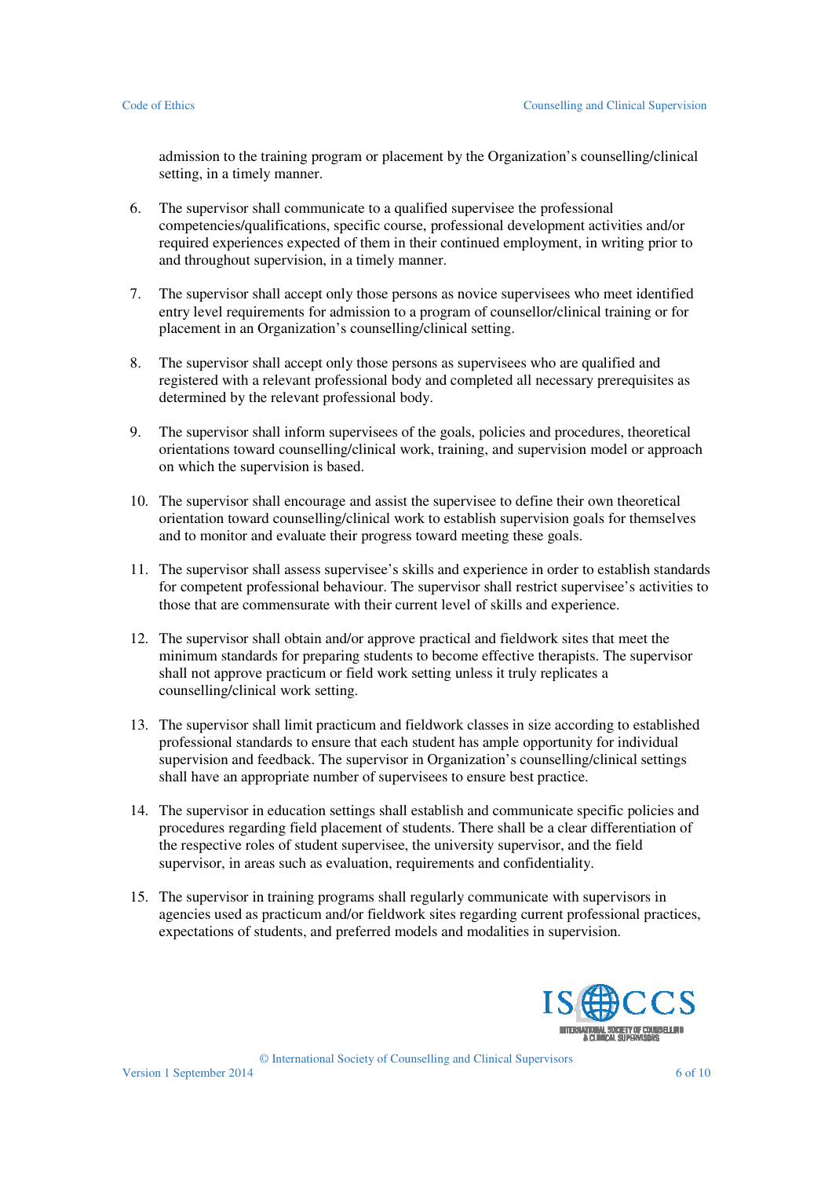admission to the training program or placement by the Organization's counselling/clinical setting, in a timely manner.

6. The supervisor shall communicate to a qualified supervisee the professional competencies/qualifications, specific course, professional development activities and/or required experiences expected of them in their continued employment, in writing prior to and throughout supervision, in a timely manner.

7. The supervisor shall accept only those persons as novice supervisees who meet identified entry level requirements for admission to a program of counsellor/clinical training or for placement in an Organization's counselling/clinical setting.

8. The supervisor shall accept only those persons as supervisees who are qualified and registered with a relevant professional body and completed all necessary prerequisites as determined by the relevant professional body.

9. The supervisor shall inform supervisees of the goals, policies and procedures, theoretical orientations toward counselling/clinical work, training, and supervision model or approach on which the supervision is based.

10. The supervisor shall encourage and assist the supervisee to define their own theoretical orientation toward counselling/clinical work to establish supervision goals for themselves and to monitor and evaluate their progress toward meeting these goals.

11. The supervisor shall assess supervisee's skills and experience in order to establish standards for competent professional behaviour. The supervisor shall restrict supervisee's activities to those that are commensurate with their current level of skills and experience.

12. The supervisor shall obtain and/or approve practical and fieldwork sites that meet the minimum standards for preparing students to become effective therapists. The supervisor shall not approve practicum or field work setting unless it truly replicates a counselling/clinical work setting.

13. The supervisor shall limit practicum and fieldwork classes in size according to established professional standards to ensure that each student has ample opportunity for individual supervision and feedback. The supervisor in Organization's counselling/clinical settings shall have an appropriate number of supervisees to ensure best practice.

14. The supervisor in education settings shall establish and communicate specific policies and procedures regarding field placement of students. There shall be a clear differentiation of the respective roles of student supervisee, the university supervisor, and the field supervisor, in areas such as evaluation, requirements and confidentiality.

15. The supervisor in training programs shall regularly communicate with supervisors in agencies used as practicum and/or fieldwork sites regarding current professional practices, expectations of students, and preferred models and modalities in supervision.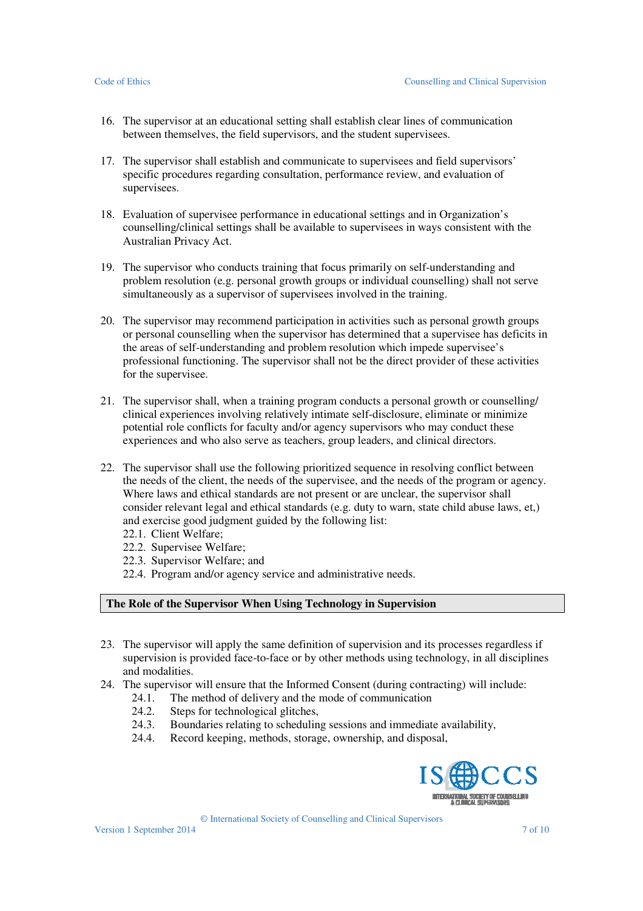16. The supervisor at an educational setting shall establish clear lines of communication between themselves, the field supervisors, and the student supervisees.

17. The supervisor shall establish and communicate to supervisees and field supervisors' specific procedures regarding consultation, performance review, and evaluation of supervisees.

18. Evaluation of supervisee performance in educational settings and in Organization's counselling/clinical settings shall be available to supervisees in ways consistent with the Australian Privacy Act.

19. The supervisor who conducts training that focus primarily on self-understanding and problem resolution (e.g. personal growth groups or individual counselling) shall not serve simultaneously as a supervisor of supervisees involved in the training.

20. The supervisor may recommend participation in activities such as personal growth groups or personal counselling when the supervisor has determined that a supervisee has deficits in the areas of self-understanding and problem resolution which impede supervisee's professional functioning. The supervisor shall not be the direct provider of these activities for the supervisee.

21. The supervisor shall, when a training program conducts a personal growth or counselling/clinical experiences involving relatively intimate self-disclosure, eliminate or minimize potential role conflicts for faculty and/or agency supervisors who may conduct these experiences and who also serve as teachers, group leaders, and clinical directors.

22. The supervisor shall use the following prioritized sequence in resolving conflict between the needs of the client, the needs of the supervisee, and the needs of the program or agency. Where laws and ethical standards are not present or are unclear, the supervisor shall consider relevant legal and ethical standards (e.g. duty to warn, state child abuse laws, et,) and exercise good judgment guided by the following list:
    22.1. Client Welfare;
    22.2. Supervisee Welfare;
    22.3. Supervisor Welfare; and
    22.4. Program and/or agency service and administrative needs.

## The Role of the Supervisor When Using Technology in Supervision

23. The supervisor will apply the same definition of supervision and its processes regardless if supervision is provided face-to-face or by other methods using technology, in all disciplines and modalities.

24. The supervisor will ensure that the Informed Consent (during contracting) will include:
    24.1. The method of delivery and the mode of communication
    24.2. Steps for technological glitches,
    24.3. Boundaries relating to scheduling sessions and immediate availability,
    24.4. Record keeping, methods, storage, ownership, and disposal,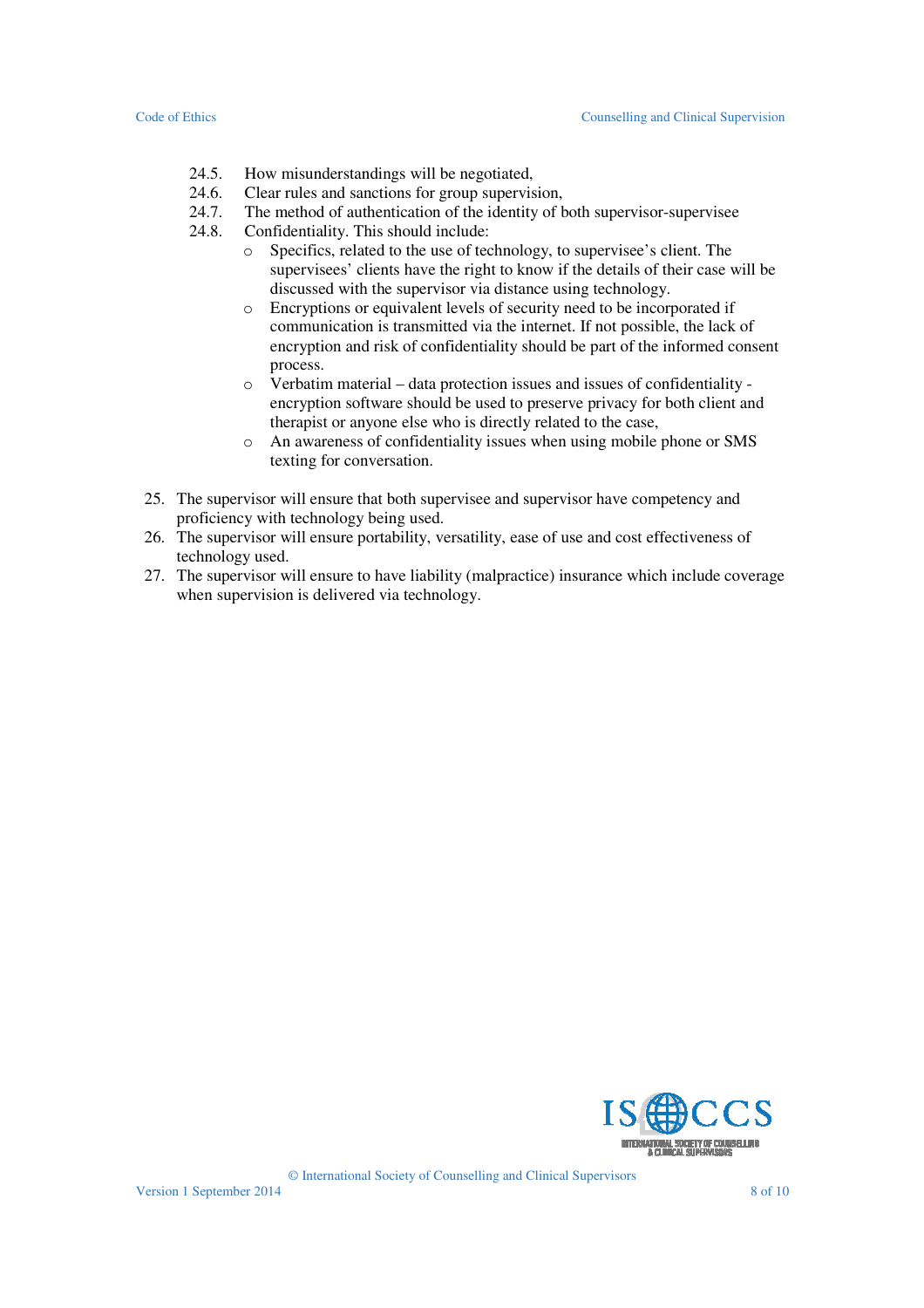24.5. How misunderstandings will be negotiated,

24.6. Clear rules and sanctions for group supervision,

24.7. The method of authentication of the identity of both supervisor-supervisee

24.8. Confidentiality. This should include:

- Specifics, related to the use of technology, to supervisee's client. The supervisees' clients have the right to know if the details of their case will be discussed with the supervisor via distance using technology.
- Encryptions or equivalent levels of security need to be incorporated if communication is transmitted via the internet. If not possible, the lack of encryption and risk of confidentiality should be part of the informed consent process.
- Verbatim material – data protection issues and issues of confidentiality - encryption software should be used to preserve privacy for both client and therapist or anyone else who is directly related to the case,
- An awareness of confidentiality issues when using mobile phone or SMS texting for conversation.

25. The supervisor will ensure that both supervisee and supervisor have competency and proficiency with technology being used.
26. The supervisor will ensure portability, versatility, ease of use and cost effectiveness of technology used.
27. The supervisor will ensure to have liability (malpractice) insurance which include coverage when supervision is delivered via technology.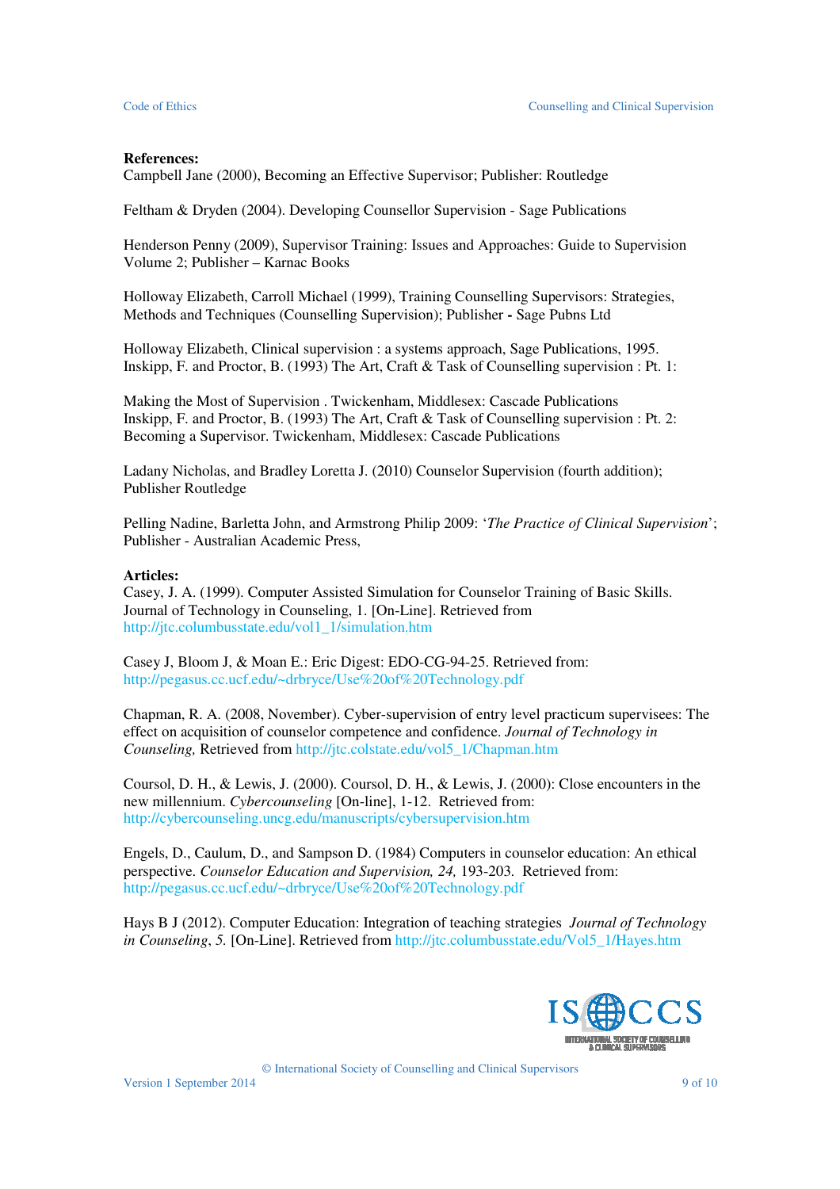**References:**

Campbell Jane (2000), Becoming an Effective Supervisor; Publisher: Routledge

Feltham & Dryden (2004). Developing Counsellor Supervision - Sage Publications

Henderson Penny (2009), Supervisor Training: Issues and Approaches: Guide to Supervision Volume 2; Publisher – Karnac Books

Holloway Elizabeth, Carroll Michael (1999), Training Counselling Supervisors: Strategies, Methods and Techniques (Counselling Supervision); Publisher **-** Sage Pubns Ltd

Holloway Elizabeth, Clinical supervision : a systems approach, Sage Publications, 1995.
Inskipp, F. and Proctor, B. (1993) The Art, Craft & Task of Counselling supervision : Pt. 1:

Making the Most of Supervision . Twickenham, Middlesex: Cascade Publications
Inskipp, F. and Proctor, B. (1993) The Art, Craft & Task of Counselling supervision : Pt. 2: Becoming a Supervisor. Twickenham, Middlesex: Cascade Publications

Ladany Nicholas, and Bradley Loretta J. (2010) Counselor Supervision (fourth addition); Publisher Routledge

Pelling Nadine, Barletta John, and Armstrong Philip 2009: '*The Practice of Clinical Supervision*'; Publisher - Australian Academic Press,

**Articles:**

Casey, J. A. (1999). Computer Assisted Simulation for Counselor Training of Basic Skills. Journal of Technology in Counseling, 1. [On-Line]. Retrieved from http://jtc.columbusstate.edu/vol1_1/simulation.htm

Casey J, Bloom J, & Moan E.: Eric Digest: EDO-CG-94-25. Retrieved from: http://pegasus.cc.ucf.edu/~drbryce/Use%20of%20Technology.pdf

Chapman, R. A. (2008, November). Cyber-supervision of entry level practicum supervisees: The effect on acquisition of counselor competence and confidence. *Journal of Technology in Counseling,* Retrieved from http://jtc.colstate.edu/vol5_1/Chapman.htm

Coursol, D. H., & Lewis, J. (2000). Coursol, D. H., & Lewis, J. (2000): Close encounters in the new millennium. *Cybercounseling* [On-line], 1-12. Retrieved from: http://cybercounseling.uncg.edu/manuscripts/cybersupervision.htm

Engels, D., Caulum, D., and Sampson D. (1984) Computers in counselor education: An ethical perspective. *Counselor Education and Supervision, 24,* 193-203. Retrieved from: http://pegasus.cc.ucf.edu/~drbryce/Use%20of%20Technology.pdf

Hays B J (2012). Computer Education: Integration of teaching strategies *Journal of Technology in Counseling*, *5.* [On-Line]. Retrieved from http://jtc.columbusstate.edu/Vol5_1/Hayes.htm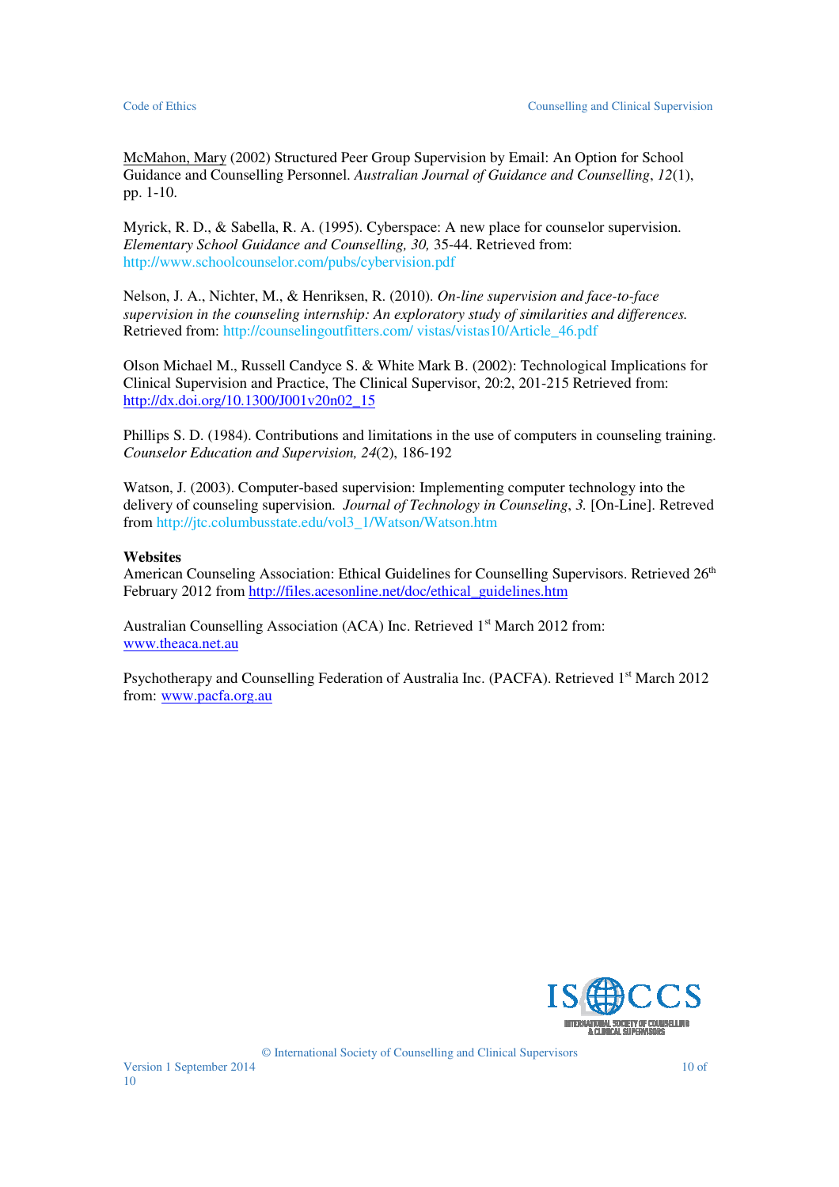McMahon, Mary (2002) Structured Peer Group Supervision by Email: An Option for School Guidance and Counselling Personnel. *Australian Journal of Guidance and Counselling*, *12*(1), pp. 1-10.

Myrick, R. D., & Sabella, R. A. (1995). Cyberspace: A new place for counselor supervision. *Elementary School Guidance and Counselling, 30,* 35-44. Retrieved from: http://www.schoolcounselor.com/pubs/cybervision.pdf

Nelson, J. A., Nichter, M., & Henriksen, R. (2010). *On-line supervision and face-to-face supervision in the counseling internship: An exploratory study of similarities and differences.* Retrieved from: http://counselingoutfitters.com/ vistas/vistas10/Article_46.pdf

Olson Michael M., Russell Candyce S. & White Mark B. (2002): Technological Implications for Clinical Supervision and Practice, The Clinical Supervisor, 20:2, 201-215 Retrieved from: http://dx.doi.org/10.1300/J001v20n02_15

Phillips S. D. (1984). Contributions and limitations in the use of computers in counseling training. *Counselor Education and Supervision, 24*(2), 186-192

Watson, J. (2003). Computer-based supervision: Implementing computer technology into the delivery of counseling supervision. *Journal of Technology in Counseling*, *3.* [On-Line]. Retreved from http://jtc.columbusstate.edu/vol3_1/Watson/Watson.htm

**Websites**

American Counseling Association: Ethical Guidelines for Counselling Supervisors. Retrieved 26th February 2012 from http://files.acesonline.net/doc/ethical_guidelines.htm

Australian Counselling Association (ACA) Inc. Retrieved 1st March 2012 from: www.theaca.net.au

Psychotherapy and Counselling Federation of Australia Inc. (PACFA). Retrieved 1st March 2012 from: www.pacfa.org.au

© International Society of Counselling and Clinical Supervisors

Version 1 September 2014